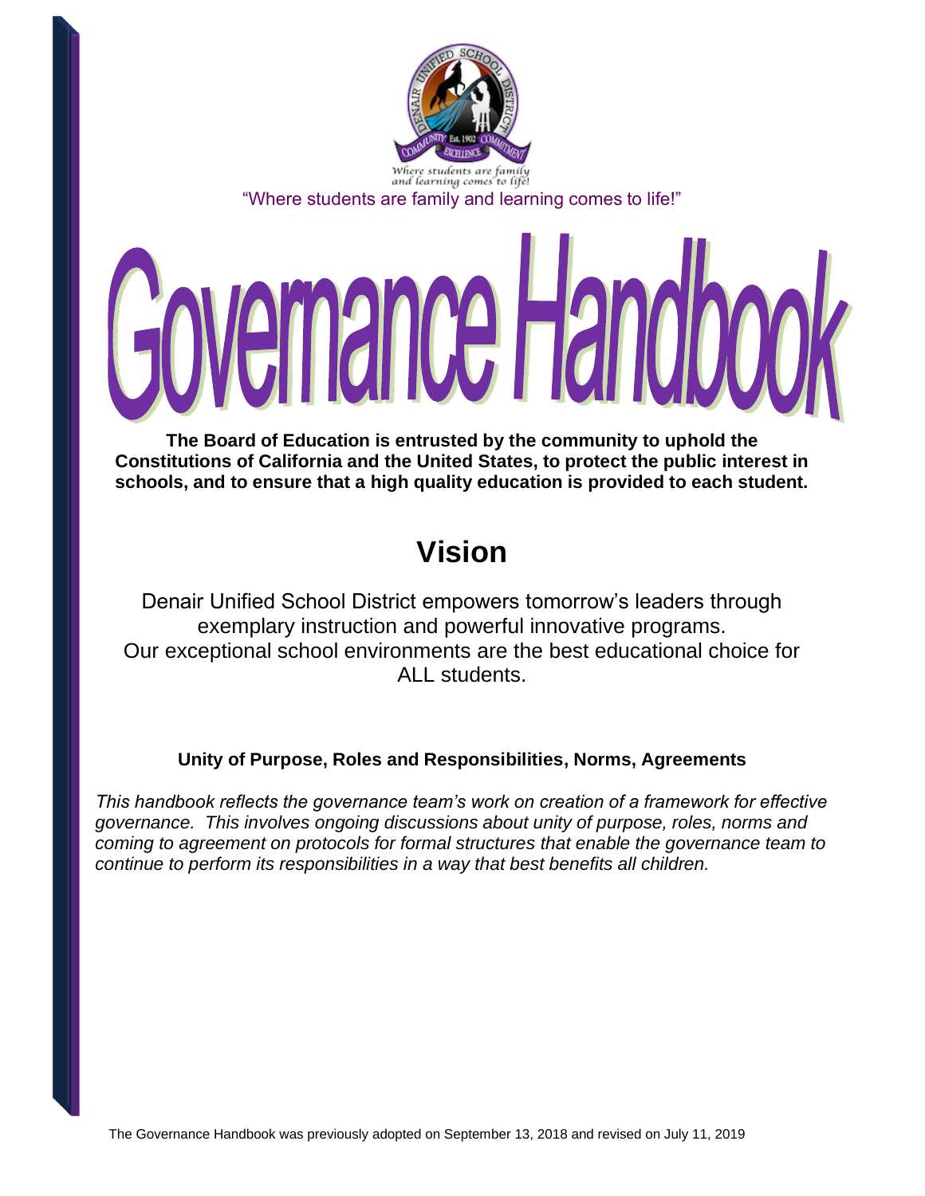"Where students are family and learning comes to life!"

# Governance Handbook

**The Board of Education is entrusted by the community to uphold the Constitutions of California and the United States, to protect the public interest in schools, and to ensure that a high quality education is provided to each student.**

## Vision

Denair Unified School District empowers tomorrow's leaders through exemplary instruction and powerful innovative programs.
Our exceptional school environments are the best educational choice for ALL students.

**Unity of Purpose, Roles and Responsibilities, Norms, Agreements**

*This handbook reflects the governance team's work on creation of a framework for effective governance. This involves ongoing discussions about unity of purpose, roles, norms and coming to agreement on protocols for formal structures that enable the governance team to continue to perform its responsibilities in a way that best benefits all children.*

The Governance Handbook was previously adopted on September 13, 2018 and revised on July 11, 2019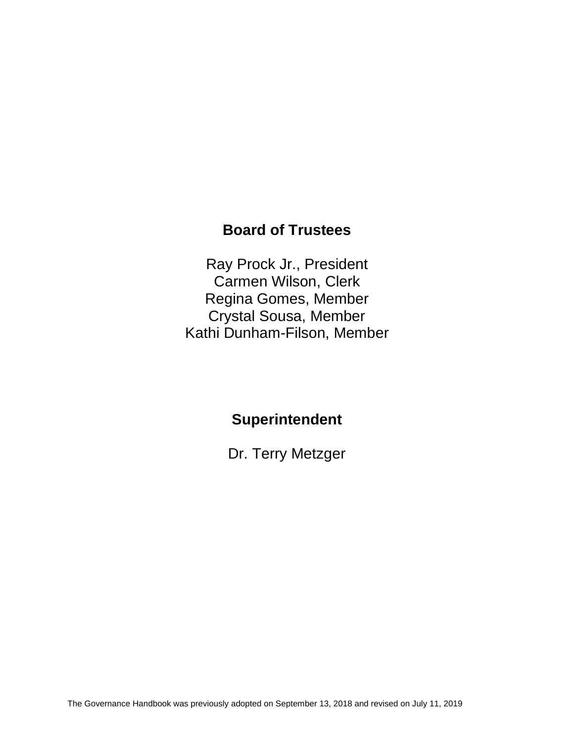## Board of Trustees

Ray Prock Jr., President
Carmen Wilson, Clerk
Regina Gomes, Member
Crystal Sousa, Member
Kathi Dunham-Filson, Member

## Superintendent

Dr. Terry Metzger

The Governance Handbook was previously adopted on September 13, 2018 and revised on July 11, 2019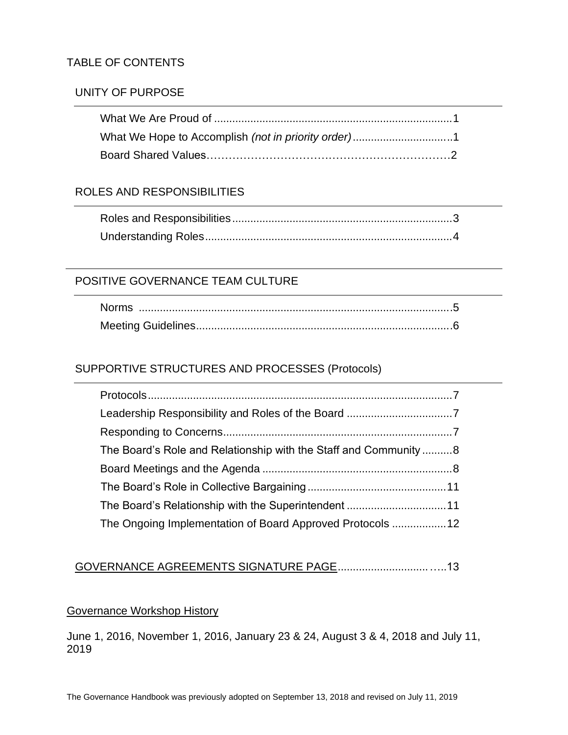# TABLE OF CONTENTS

## UNITY OF PURPOSE

- What We Are Proud of ..............................................................................1
- What We Hope to Accomplish *(not in priority order)*...............................1
- Board Shared Values…………………………………………………………2

## ROLES AND RESPONSIBILITIES

- Roles and Responsibilities........................................................................3
- Understanding Roles.................................................................................4

## POSITIVE GOVERNANCE TEAM CULTURE

- Norms .......................................................................................................5
- Meeting Guidelines....................................................................................6

## SUPPORTIVE STRUCTURES AND PROCESSES (Protocols)

- Protocols....................................................................................................7
- Leadership Responsibility and Roles of the Board ...................................7
- Responding to Concerns...........................................................................7
- The Board's Role and Relationship with the Staff and Community ..........8
- Board Meetings and the Agenda ..............................................................8
- The Board's Role in Collective Bargaining .............................................11
- The Board's Relationship with the Superintendent .................................11
- The Ongoing Implementation of Board Approved Protocols ..................12

## GOVERNANCE AGREEMENTS SIGNATURE PAGE...................................13

Governance Workshop History

June 1, 2016, November 1, 2016, January 23 & 24, August 3 & 4, 2018 and July 11, 2019

The Governance Handbook was previously adopted on September 13, 2018 and revised on July 11, 2019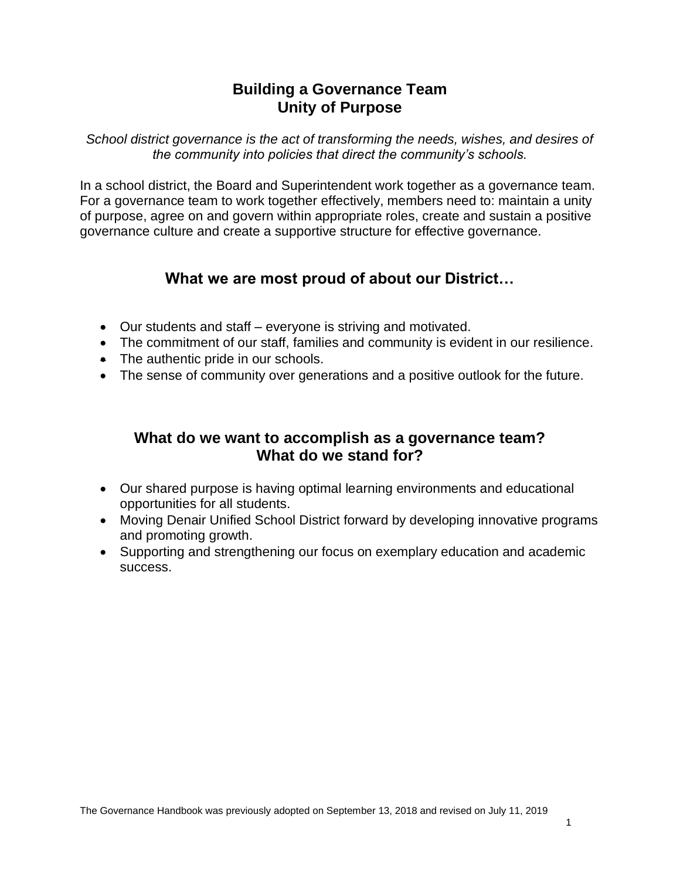# Building a Governance Team
# Unity of Purpose

*School district governance is the act of transforming the needs, wishes, and desires of the community into policies that direct the community's schools.*

In a school district, the Board and Superintendent work together as a governance team. For a governance team to work together effectively, members need to: maintain a unity of purpose, agree on and govern within appropriate roles, create and sustain a positive governance culture and create a supportive structure for effective governance.

## What we are most proud of about our District…

- Our students and staff – everyone is striving and motivated.
- The commitment of our staff, families and community is evident in our resilience.
- The authentic pride in our schools.
- The sense of community over generations and a positive outlook for the future.

## What do we want to accomplish as a governance team? What do we stand for?

- Our shared purpose is having optimal learning environments and educational opportunities for all students.
- Moving Denair Unified School District forward by developing innovative programs and promoting growth.
- Supporting and strengthening our focus on exemplary education and academic success.

The Governance Handbook was previously adopted on September 13, 2018 and revised on July 11, 2019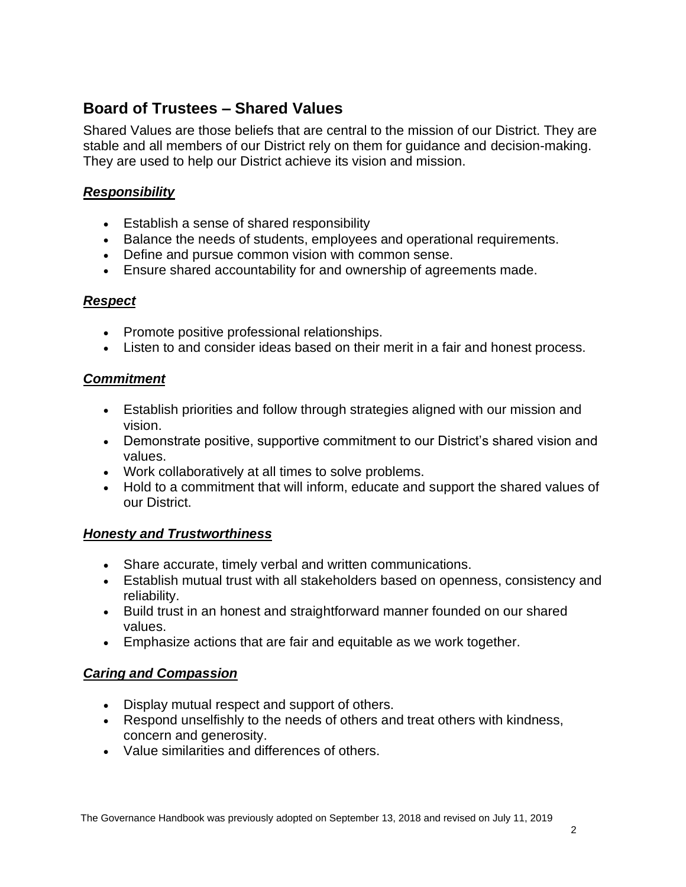## Board of Trustees – Shared Values

Shared Values are those beliefs that are central to the mission of our District. They are stable and all members of our District rely on them for guidance and decision-making. They are used to help our District achieve its vision and mission.

### ***Responsibility***

- Establish a sense of shared responsibility
- Balance the needs of students, employees and operational requirements.
- Define and pursue common vision with common sense.
- Ensure shared accountability for and ownership of agreements made.

### ***Respect***

- Promote positive professional relationships.
- Listen to and consider ideas based on their merit in a fair and honest process.

### ***Commitment***

- Establish priorities and follow through strategies aligned with our mission and vision.
- Demonstrate positive, supportive commitment to our District's shared vision and values.
- Work collaboratively at all times to solve problems.
- Hold to a commitment that will inform, educate and support the shared values of our District.

### ***Honesty and Trustworthiness***

- Share accurate, timely verbal and written communications.
- Establish mutual trust with all stakeholders based on openness, consistency and reliability.
- Build trust in an honest and straightforward manner founded on our shared values.
- Emphasize actions that are fair and equitable as we work together.

### ***Caring and Compassion***

- Display mutual respect and support of others.
- Respond unselfishly to the needs of others and treat others with kindness, concern and generosity.
- Value similarities and differences of others.

The Governance Handbook was previously adopted on September 13, 2018 and revised on July 11, 2019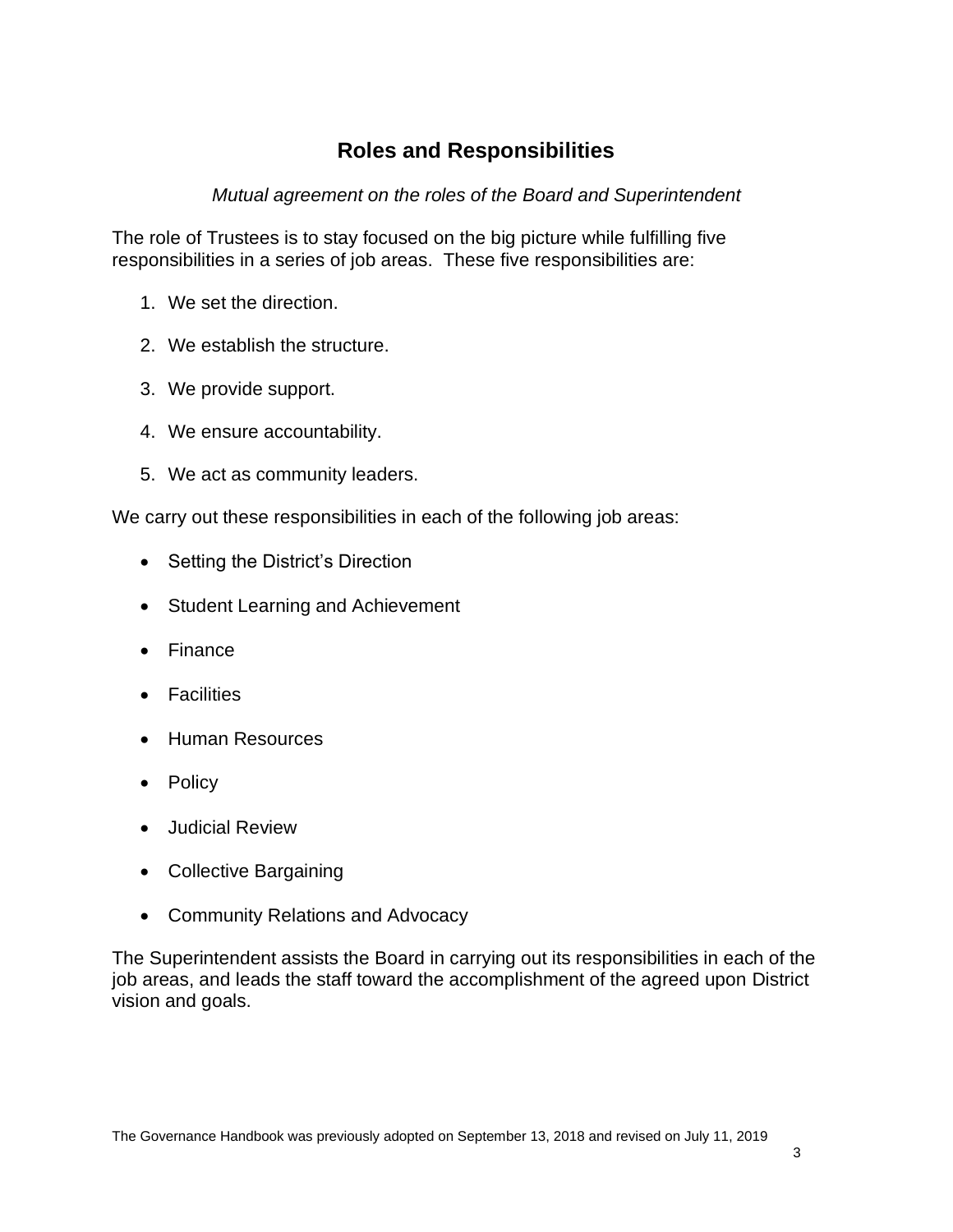## Roles and Responsibilities

*Mutual agreement on the roles of the Board and Superintendent*

The role of Trustees is to stay focused on the big picture while fulfilling five responsibilities in a series of job areas. These five responsibilities are:

1. We set the direction.
2. We establish the structure.
3. We provide support.
4. We ensure accountability.
5. We act as community leaders.

We carry out these responsibilities in each of the following job areas:

- Setting the District's Direction
- Student Learning and Achievement
- Finance
- Facilities
- Human Resources
- Policy
- Judicial Review
- Collective Bargaining
- Community Relations and Advocacy

The Superintendent assists the Board in carrying out its responsibilities in each of the job areas, and leads the staff toward the accomplishment of the agreed upon District vision and goals.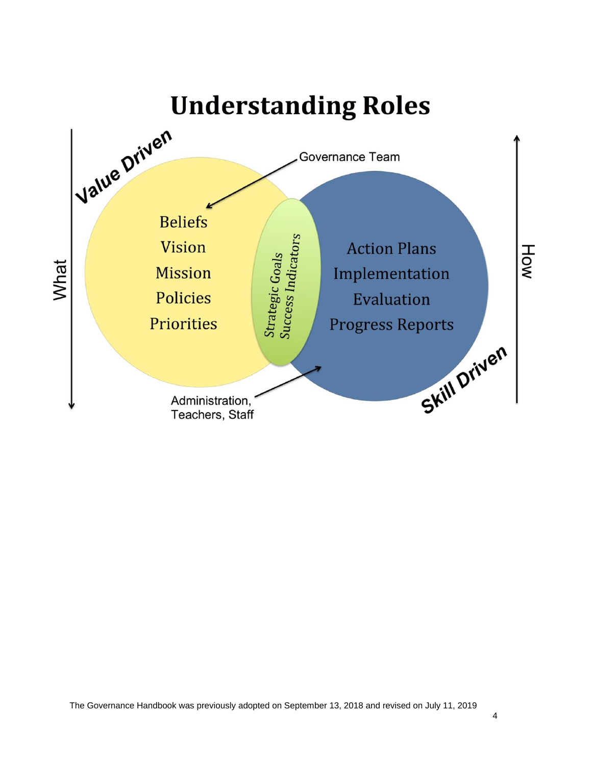# Understanding Roles

Value Driven

Governance Team

What

Beliefs

Vision

Mission

Policies

Priorities

Strategic Goals

Success Indicators

Action Plans

Implementation

Evaluation

Progress Reports

How

Skill Driven

Administration, Teachers, Staff

The Governance Handbook was previously adopted on September 13, 2018 and revised on July 11, 2019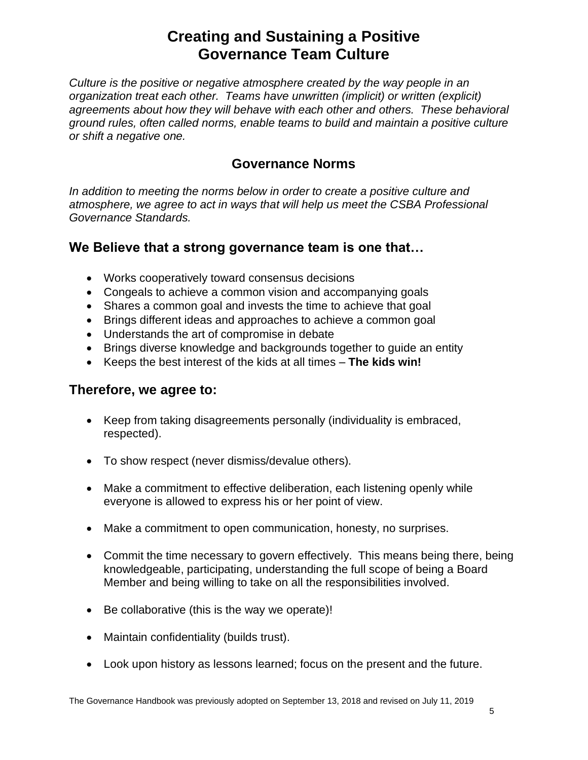# Creating and Sustaining a Positive Governance Team Culture

*Culture is the positive or negative atmosphere created by the way people in an organization treat each other. Teams have unwritten (implicit) or written (explicit) agreements about how they will behave with each other and others. These behavioral ground rules, often called norms, enable teams to build and maintain a positive culture or shift a negative one.*

## Governance Norms

*In addition to meeting the norms below in order to create a positive culture and atmosphere, we agree to act in ways that will help us meet the CSBA Professional Governance Standards.*

### We Believe that a strong governance team is one that…

- Works cooperatively toward consensus decisions
- Congeals to achieve a common vision and accompanying goals
- Shares a common goal and invests the time to achieve that goal
- Brings different ideas and approaches to achieve a common goal
- Understands the art of compromise in debate
- Brings diverse knowledge and backgrounds together to guide an entity
- Keeps the best interest of the kids at all times – **The kids win!**

### Therefore, we agree to:

- Keep from taking disagreements personally (individuality is embraced, respected).
- To show respect (never dismiss/devalue others).
- Make a commitment to effective deliberation, each listening openly while everyone is allowed to express his or her point of view.
- Make a commitment to open communication, honesty, no surprises.
- Commit the time necessary to govern effectively. This means being there, being knowledgeable, participating, understanding the full scope of being a Board Member and being willing to take on all the responsibilities involved.
- Be collaborative (this is the way we operate)!
- Maintain confidentiality (builds trust).
- Look upon history as lessons learned; focus on the present and the future.

The Governance Handbook was previously adopted on September 13, 2018 and revised on July 11, 2019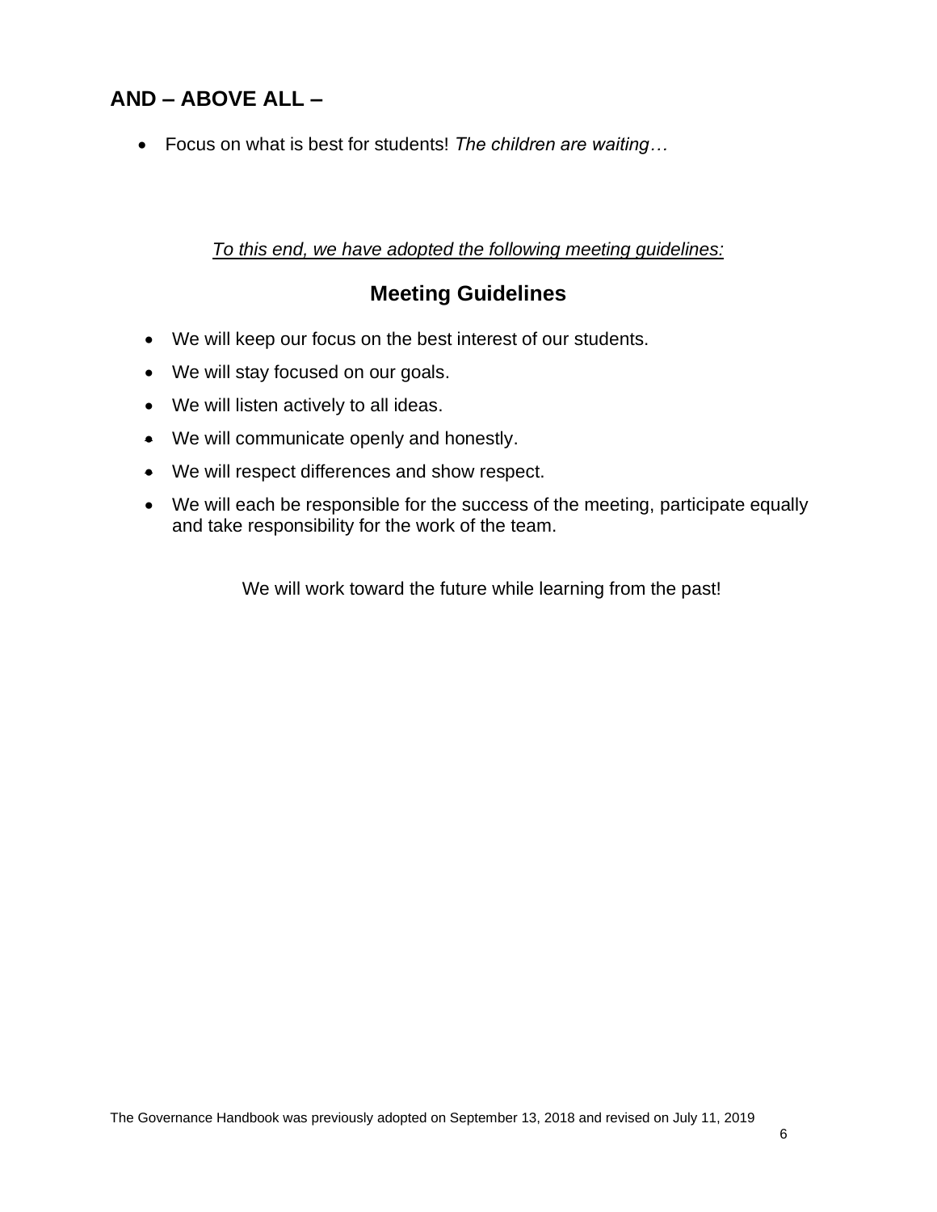## AND – ABOVE ALL –

- Focus on what is best for students! *The children are waiting…*

*To this end, we have adopted the following meeting guidelines:*

## Meeting Guidelines

- We will keep our focus on the best interest of our students.
- We will stay focused on our goals.
- We will listen actively to all ideas.
- We will communicate openly and honestly.
- We will respect differences and show respect.
- We will each be responsible for the success of the meeting, participate equally and take responsibility for the work of the team.

We will work toward the future while learning from the past!

The Governance Handbook was previously adopted on September 13, 2018 and revised on July 11, 2019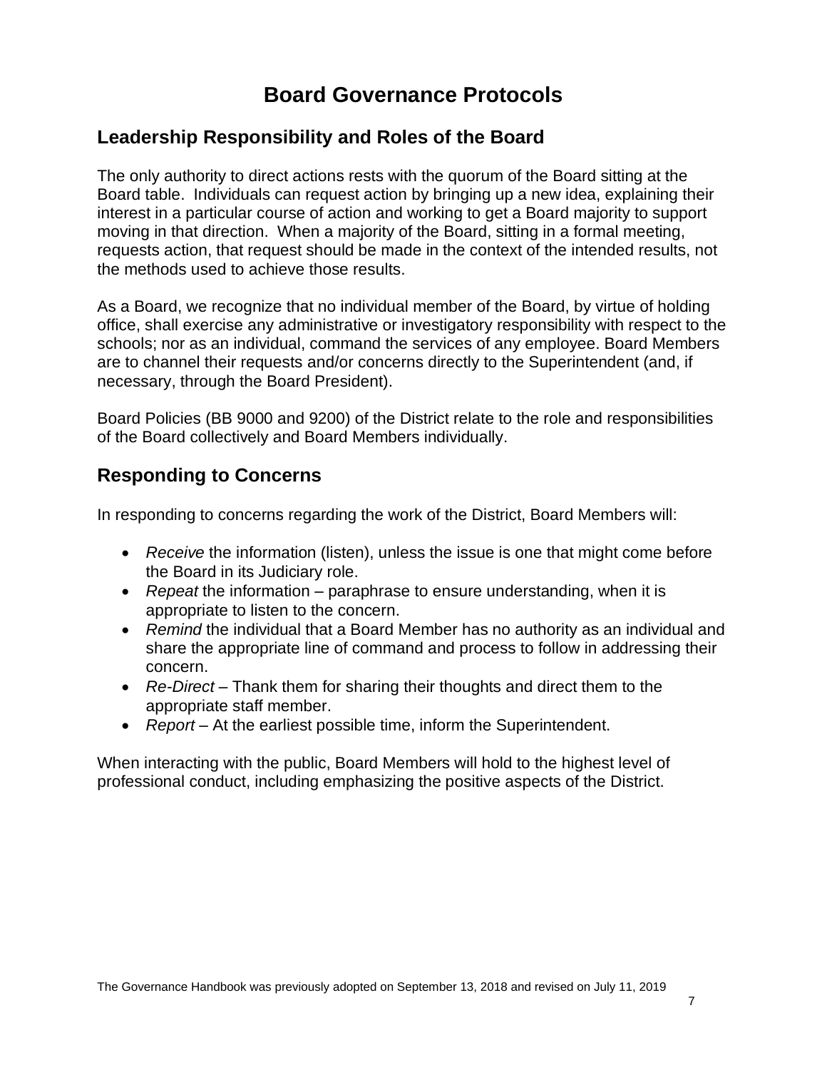# Board Governance Protocols

## Leadership Responsibility and Roles of the Board

The only authority to direct actions rests with the quorum of the Board sitting at the Board table. Individuals can request action by bringing up a new idea, explaining their interest in a particular course of action and working to get a Board majority to support moving in that direction. When a majority of the Board, sitting in a formal meeting, requests action, that request should be made in the context of the intended results, not the methods used to achieve those results.

As a Board, we recognize that no individual member of the Board, by virtue of holding office, shall exercise any administrative or investigatory responsibility with respect to the schools; nor as an individual, command the services of any employee. Board Members are to channel their requests and/or concerns directly to the Superintendent (and, if necessary, through the Board President).

Board Policies (BB 9000 and 9200) of the District relate to the role and responsibilities of the Board collectively and Board Members individually.

## Responding to Concerns

In responding to concerns regarding the work of the District, Board Members will:

- *Receive* the information (listen), unless the issue is one that might come before the Board in its Judiciary role.
- *Repeat* the information – paraphrase to ensure understanding, when it is appropriate to listen to the concern.
- *Remind* the individual that a Board Member has no authority as an individual and share the appropriate line of command and process to follow in addressing their concern.
- *Re-Direct* – Thank them for sharing their thoughts and direct them to the appropriate staff member.
- *Report* – At the earliest possible time, inform the Superintendent.

When interacting with the public, Board Members will hold to the highest level of professional conduct, including emphasizing the positive aspects of the District.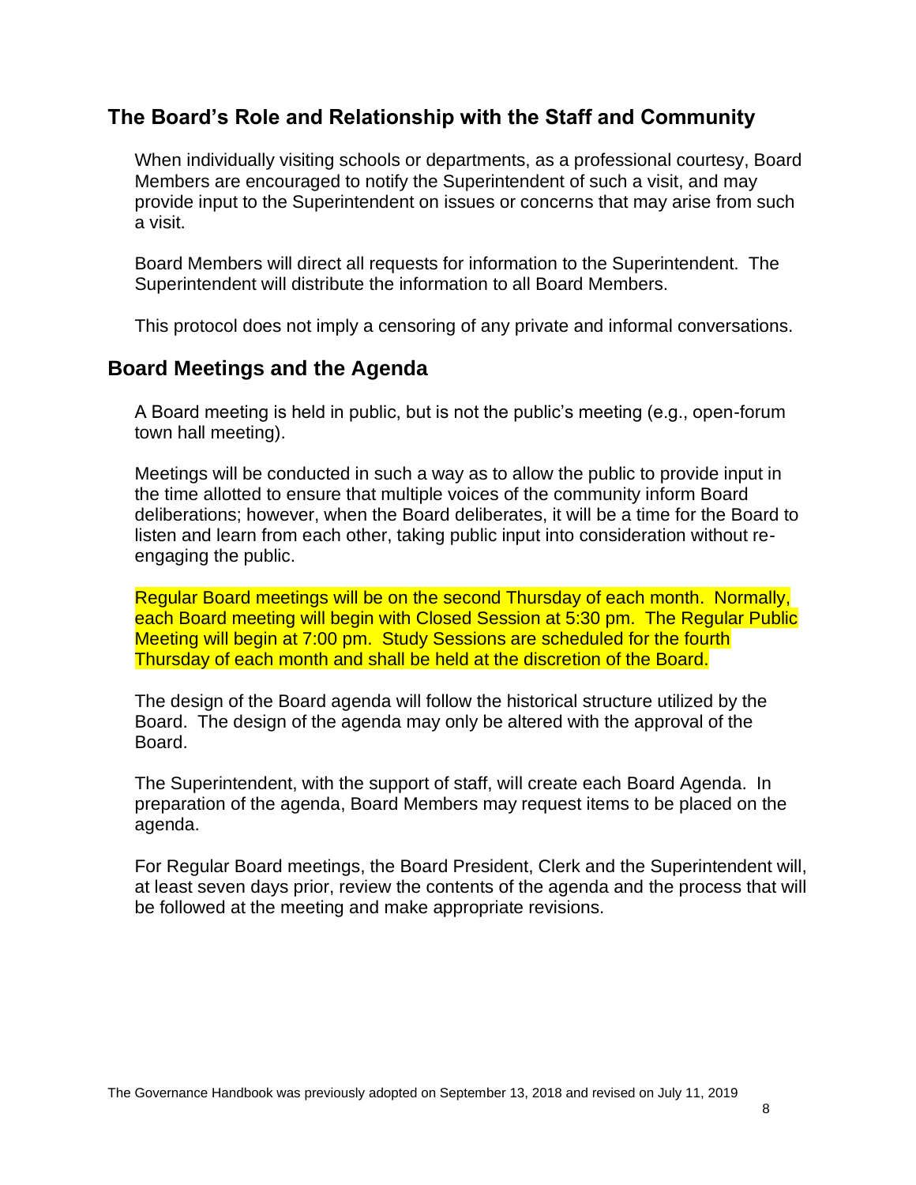## The Board's Role and Relationship with the Staff and Community

When individually visiting schools or departments, as a professional courtesy, Board Members are encouraged to notify the Superintendent of such a visit, and may provide input to the Superintendent on issues or concerns that may arise from such a visit.

Board Members will direct all requests for information to the Superintendent. The Superintendent will distribute the information to all Board Members.

This protocol does not imply a censoring of any private and informal conversations.

## Board Meetings and the Agenda

A Board meeting is held in public, but is not the public's meeting (e.g., open-forum town hall meeting).

Meetings will be conducted in such a way as to allow the public to provide input in the time allotted to ensure that multiple voices of the community inform Board deliberations; however, when the Board deliberates, it will be a time for the Board to listen and learn from each other, taking public input into consideration without re-engaging the public.

Regular Board meetings will be on the second Thursday of each month. Normally, each Board meeting will begin with Closed Session at 5:30 pm. The Regular Public Meeting will begin at 7:00 pm. Study Sessions are scheduled for the fourth Thursday of each month and shall be held at the discretion of the Board.

The design of the Board agenda will follow the historical structure utilized by the Board. The design of the agenda may only be altered with the approval of the Board.

The Superintendent, with the support of staff, will create each Board Agenda. In preparation of the agenda, Board Members may request items to be placed on the agenda.

For Regular Board meetings, the Board President, Clerk and the Superintendent will, at least seven days prior, review the contents of the agenda and the process that will be followed at the meeting and make appropriate revisions.

The Governance Handbook was previously adopted on September 13, 2018 and revised on July 11, 2019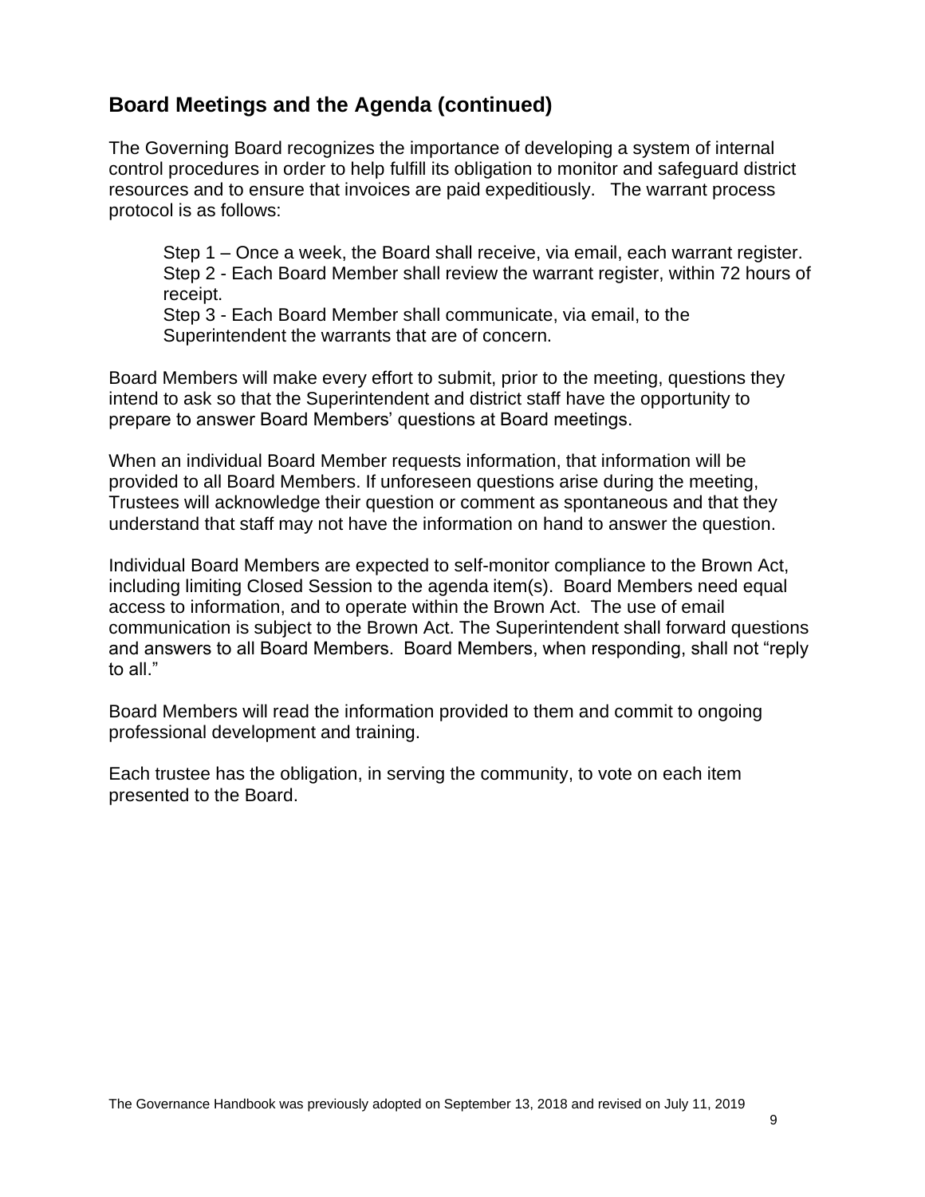## Board Meetings and the Agenda (continued)

The Governing Board recognizes the importance of developing a system of internal control procedures in order to help fulfill its obligation to monitor and safeguard district resources and to ensure that invoices are paid expeditiously. The warrant process protocol is as follows:

> Step 1 – Once a week, the Board shall receive, via email, each warrant register.
> Step 2 - Each Board Member shall review the warrant register, within 72 hours of receipt.
> Step 3 - Each Board Member shall communicate, via email, to the Superintendent the warrants that are of concern.

Board Members will make every effort to submit, prior to the meeting, questions they intend to ask so that the Superintendent and district staff have the opportunity to prepare to answer Board Members' questions at Board meetings.

When an individual Board Member requests information, that information will be provided to all Board Members. If unforeseen questions arise during the meeting, Trustees will acknowledge their question or comment as spontaneous and that they understand that staff may not have the information on hand to answer the question.

Individual Board Members are expected to self-monitor compliance to the Brown Act, including limiting Closed Session to the agenda item(s). Board Members need equal access to information, and to operate within the Brown Act. The use of email communication is subject to the Brown Act. The Superintendent shall forward questions and answers to all Board Members. Board Members, when responding, shall not "reply to all."

Board Members will read the information provided to them and commit to ongoing professional development and training.

Each trustee has the obligation, in serving the community, to vote on each item presented to the Board.

The Governance Handbook was previously adopted on September 13, 2018 and revised on July 11, 2019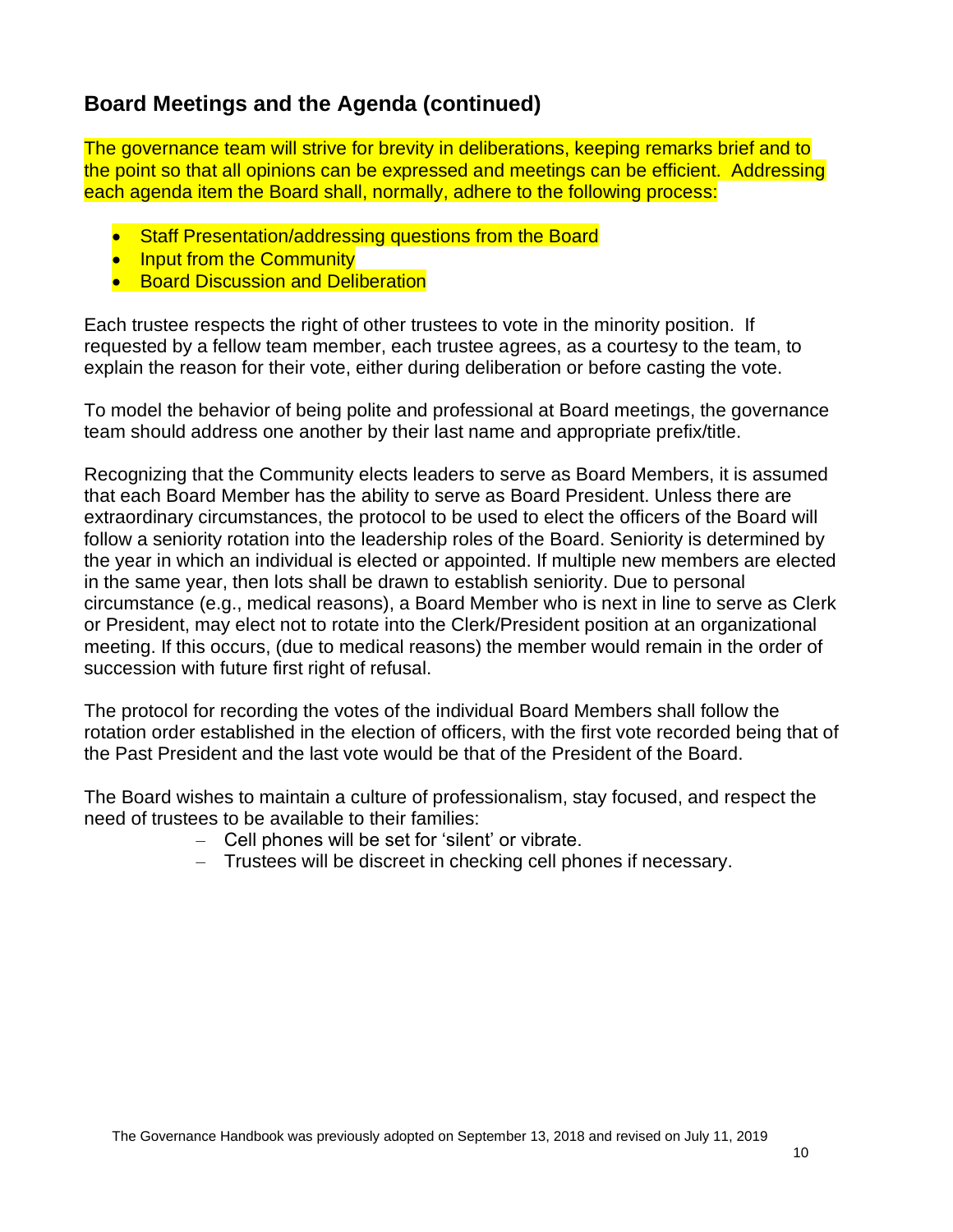## Board Meetings and the Agenda (continued)

The governance team will strive for brevity in deliberations, keeping remarks brief and to the point so that all opinions can be expressed and meetings can be efficient. Addressing each agenda item the Board shall, normally, adhere to the following process:

- Staff Presentation/addressing questions from the Board
- Input from the Community
- Board Discussion and Deliberation

Each trustee respects the right of other trustees to vote in the minority position. If requested by a fellow team member, each trustee agrees, as a courtesy to the team, to explain the reason for their vote, either during deliberation or before casting the vote.

To model the behavior of being polite and professional at Board meetings, the governance team should address one another by their last name and appropriate prefix/title.

Recognizing that the Community elects leaders to serve as Board Members, it is assumed that each Board Member has the ability to serve as Board President. Unless there are extraordinary circumstances, the protocol to be used to elect the officers of the Board will follow a seniority rotation into the leadership roles of the Board. Seniority is determined by the year in which an individual is elected or appointed. If multiple new members are elected in the same year, then lots shall be drawn to establish seniority. Due to personal circumstance (e.g., medical reasons), a Board Member who is next in line to serve as Clerk or President, may elect not to rotate into the Clerk/President position at an organizational meeting. If this occurs, (due to medical reasons) the member would remain in the order of succession with future first right of refusal.

The protocol for recording the votes of the individual Board Members shall follow the rotation order established in the election of officers, with the first vote recorded being that of the Past President and the last vote would be that of the President of the Board.

The Board wishes to maintain a culture of professionalism, stay focused, and respect the need of trustees to be available to their families:

- Cell phones will be set for 'silent' or vibrate.
- Trustees will be discreet in checking cell phones if necessary.

The Governance Handbook was previously adopted on September 13, 2018 and revised on July 11, 2019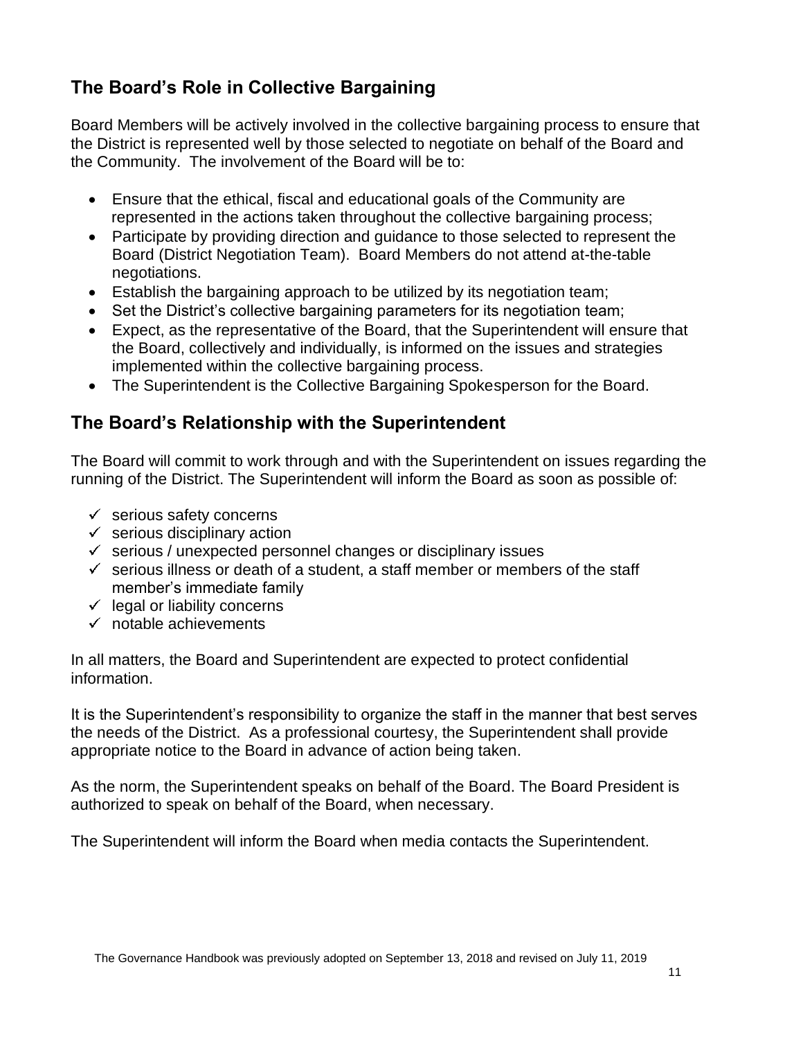## The Board's Role in Collective Bargaining

Board Members will be actively involved in the collective bargaining process to ensure that the District is represented well by those selected to negotiate on behalf of the Board and the Community. The involvement of the Board will be to:

- Ensure that the ethical, fiscal and educational goals of the Community are represented in the actions taken throughout the collective bargaining process;
- Participate by providing direction and guidance to those selected to represent the Board (District Negotiation Team). Board Members do not attend at-the-table negotiations.
- Establish the bargaining approach to be utilized by its negotiation team;
- Set the District's collective bargaining parameters for its negotiation team;
- Expect, as the representative of the Board, that the Superintendent will ensure that the Board, collectively and individually, is informed on the issues and strategies implemented within the collective bargaining process.
- The Superintendent is the Collective Bargaining Spokesperson for the Board.

## The Board's Relationship with the Superintendent

The Board will commit to work through and with the Superintendent on issues regarding the running of the District. The Superintendent will inform the Board as soon as possible of:

- ✓ serious safety concerns
- ✓ serious disciplinary action
- ✓ serious / unexpected personnel changes or disciplinary issues
- ✓ serious illness or death of a student, a staff member or members of the staff member's immediate family
- ✓ legal or liability concerns
- ✓ notable achievements

In all matters, the Board and Superintendent are expected to protect confidential information.

It is the Superintendent's responsibility to organize the staff in the manner that best serves the needs of the District. As a professional courtesy, the Superintendent shall provide appropriate notice to the Board in advance of action being taken.

As the norm, the Superintendent speaks on behalf of the Board. The Board President is authorized to speak on behalf of the Board, when necessary.

The Superintendent will inform the Board when media contacts the Superintendent.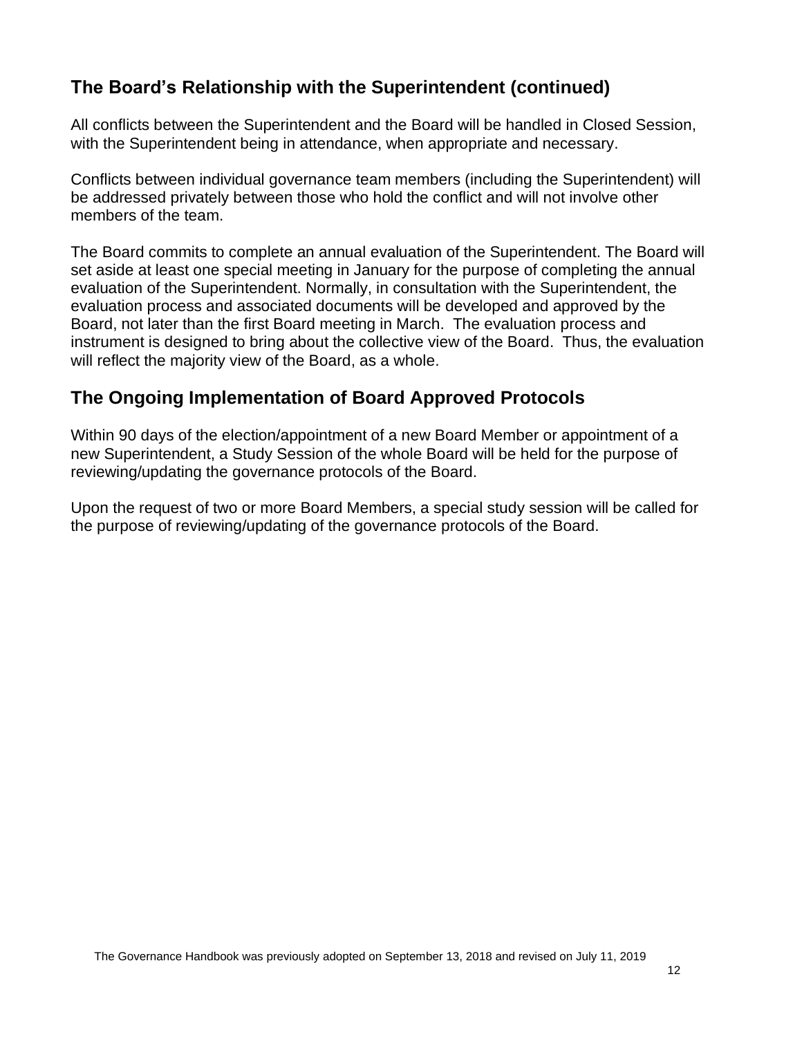## The Board's Relationship with the Superintendent (continued)

All conflicts between the Superintendent and the Board will be handled in Closed Session, with the Superintendent being in attendance, when appropriate and necessary.

Conflicts between individual governance team members (including the Superintendent) will be addressed privately between those who hold the conflict and will not involve other members of the team.

The Board commits to complete an annual evaluation of the Superintendent. The Board will set aside at least one special meeting in January for the purpose of completing the annual evaluation of the Superintendent. Normally, in consultation with the Superintendent, the evaluation process and associated documents will be developed and approved by the Board, not later than the first Board meeting in March. The evaluation process and instrument is designed to bring about the collective view of the Board. Thus, the evaluation will reflect the majority view of the Board, as a whole.

## The Ongoing Implementation of Board Approved Protocols

Within 90 days of the election/appointment of a new Board Member or appointment of a new Superintendent, a Study Session of the whole Board will be held for the purpose of reviewing/updating the governance protocols of the Board.

Upon the request of two or more Board Members, a special study session will be called for the purpose of reviewing/updating of the governance protocols of the Board.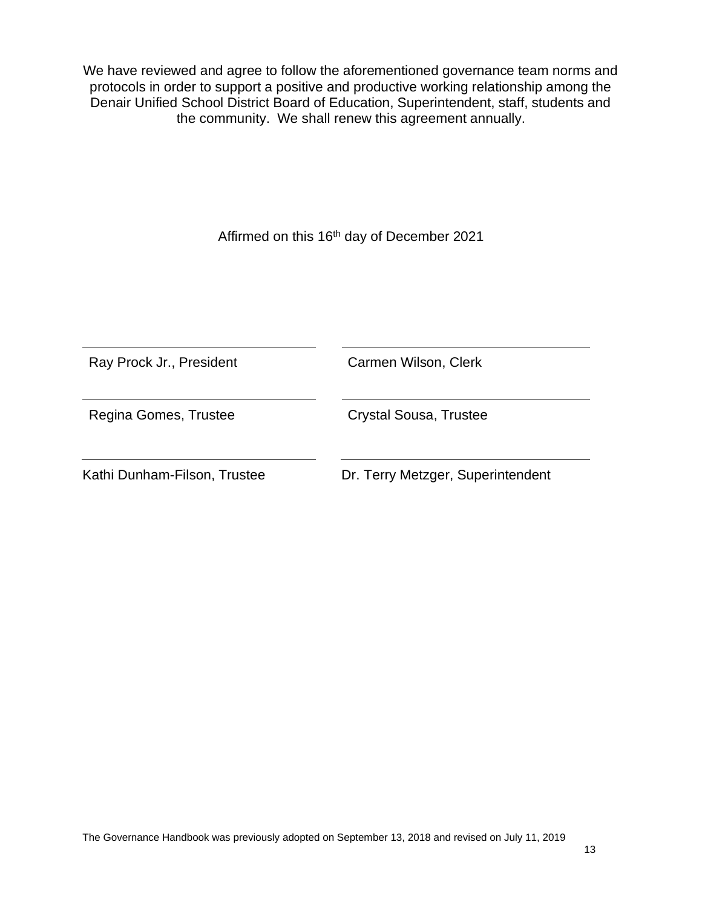We have reviewed and agree to follow the aforementioned governance team norms and protocols in order to support a positive and productive working relationship among the Denair Unified School District Board of Education, Superintendent, staff, students and the community. We shall renew this agreement annually.

Affirmed on this 16th day of December 2021

| | |
|---|---|
| Ray Prock Jr., President | Carmen Wilson, Clerk |
| Regina Gomes, Trustee | Crystal Sousa, Trustee |
| Kathi Dunham-Filson, Trustee | Dr. Terry Metzger, Superintendent |

The Governance Handbook was previously adopted on September 13, 2018 and revised on July 11, 2019